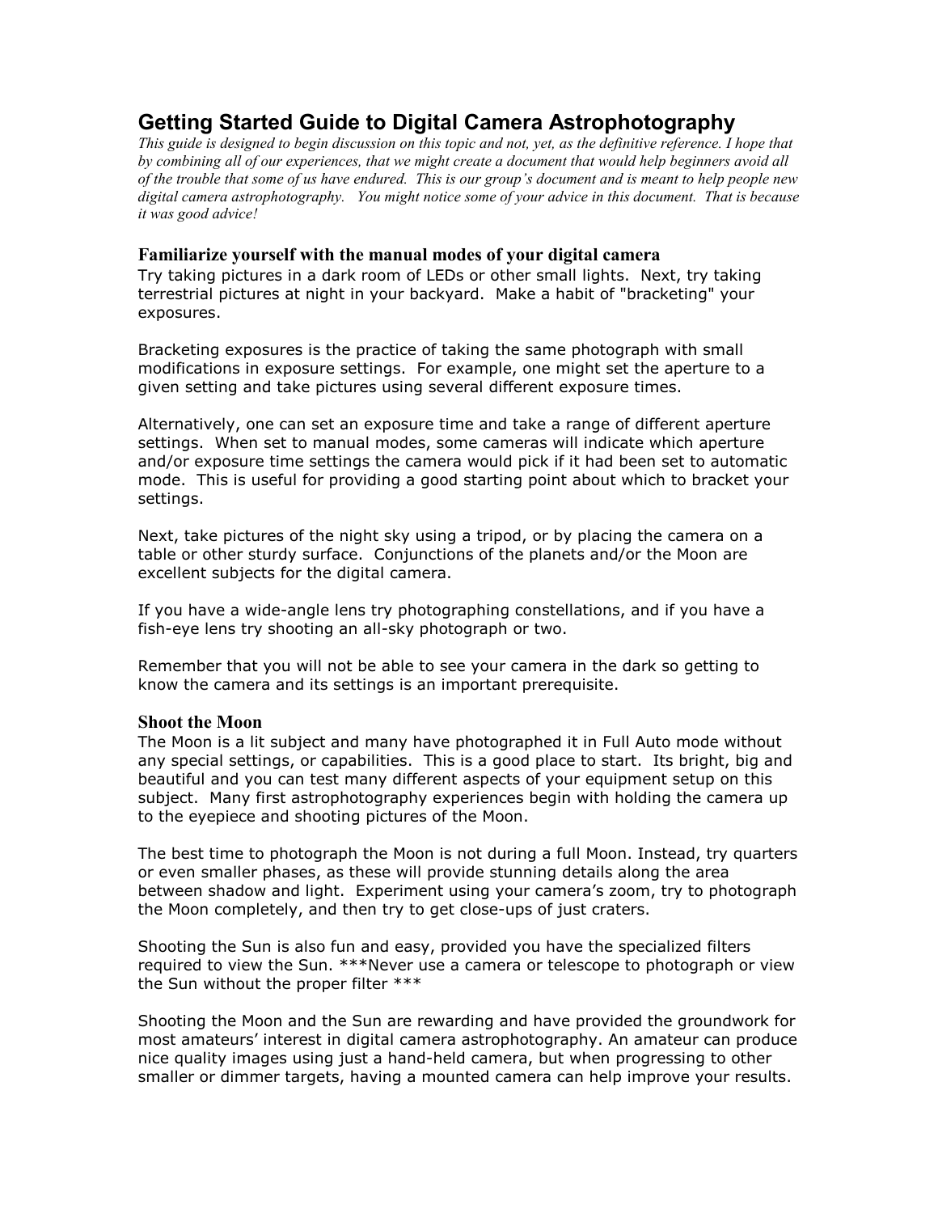# Getting Started Guide to Digital Camera Astrophotography

*This guide is designed to begin discussion on this topic and not, yet, as the definitive reference. I hope that by combining all of our experiences, that we might create a document that would help beginners avoid all of the trouble that some of us have endured. This is our group's document and is meant to help people new digital camera astrophotography. You might notice some of your advice in this document. That is because it was good advice!*

## Familiarize yourself with the manual modes of your digital camera

Try taking pictures in a dark room of LEDs or other small lights. Next, try taking terrestrial pictures at night in your backyard. Make a habit of "bracketing" your exposures.

Bracketing exposures is the practice of taking the same photograph with small modifications in exposure settings. For example, one might set the aperture to a given setting and take pictures using several different exposure times.

Alternatively, one can set an exposure time and take a range of different aperture settings. When set to manual modes, some cameras will indicate which aperture and/or exposure time settings the camera would pick if it had been set to automatic mode. This is useful for providing a good starting point about which to bracket your settings.

Next, take pictures of the night sky using a tripod, or by placing the camera on a table or other sturdy surface. Conjunctions of the planets and/or the Moon are excellent subjects for the digital camera.

If you have a wide-angle lens try photographing constellations, and if you have a fish-eye lens try shooting an all-sky photograph or two.

Remember that you will not be able to see your camera in the dark so getting to know the camera and its settings is an important prerequisite.

## Shoot the Moon

The Moon is a lit subject and many have photographed it in Full Auto mode without any special settings, or capabilities. This is a good place to start. Its bright, big and beautiful and you can test many different aspects of your equipment setup on this subject. Many first astrophotography experiences begin with holding the camera up to the eyepiece and shooting pictures of the Moon.

The best time to photograph the Moon is not during a full Moon. Instead, try quarters or even smaller phases, as these will provide stunning details along the area between shadow and light. Experiment using your camera's zoom, try to photograph the Moon completely, and then try to get close-ups of just craters.

Shooting the Sun is also fun and easy, provided you have the specialized filters required to view the Sun. ***Never use a camera or telescope to photograph or view the Sun without the proper filter ***

Shooting the Moon and the Sun are rewarding and have provided the groundwork for most amateurs' interest in digital camera astrophotography. An amateur can produce nice quality images using just a hand-held camera, but when progressing to other smaller or dimmer targets, having a mounted camera can help improve your results.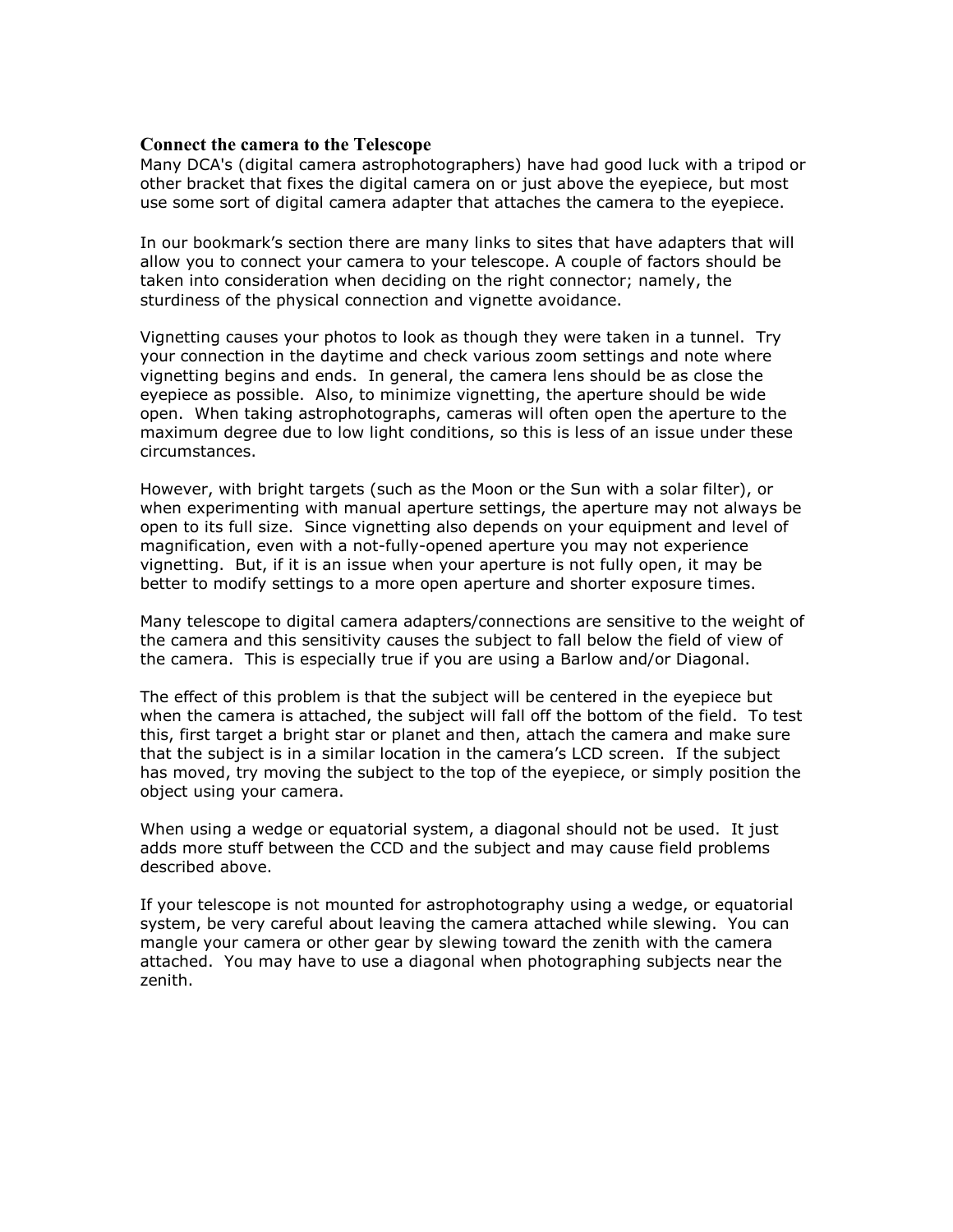## Connect the camera to the Telescope

Many DCA's (digital camera astrophotographers) have had good luck with a tripod or other bracket that fixes the digital camera on or just above the eyepiece, but most use some sort of digital camera adapter that attaches the camera to the eyepiece.

In our bookmark's section there are many links to sites that have adapters that will allow you to connect your camera to your telescope. A couple of factors should be taken into consideration when deciding on the right connector; namely, the sturdiness of the physical connection and vignette avoidance.

Vignetting causes your photos to look as though they were taken in a tunnel. Try your connection in the daytime and check various zoom settings and note where vignetting begins and ends. In general, the camera lens should be as close the eyepiece as possible. Also, to minimize vignetting, the aperture should be wide open. When taking astrophotographs, cameras will often open the aperture to the maximum degree due to low light conditions, so this is less of an issue under these circumstances.

However, with bright targets (such as the Moon or the Sun with a solar filter), or when experimenting with manual aperture settings, the aperture may not always be open to its full size. Since vignetting also depends on your equipment and level of magnification, even with a not-fully-opened aperture you may not experience vignetting. But, if it is an issue when your aperture is not fully open, it may be better to modify settings to a more open aperture and shorter exposure times.

Many telescope to digital camera adapters/connections are sensitive to the weight of the camera and this sensitivity causes the subject to fall below the field of view of the camera. This is especially true if you are using a Barlow and/or Diagonal.

The effect of this problem is that the subject will be centered in the eyepiece but when the camera is attached, the subject will fall off the bottom of the field. To test this, first target a bright star or planet and then, attach the camera and make sure that the subject is in a similar location in the camera's LCD screen. If the subject has moved, try moving the subject to the top of the eyepiece, or simply position the object using your camera.

When using a wedge or equatorial system, a diagonal should not be used. It just adds more stuff between the CCD and the subject and may cause field problems described above.

If your telescope is not mounted for astrophotography using a wedge, or equatorial system, be very careful about leaving the camera attached while slewing. You can mangle your camera or other gear by slewing toward the zenith with the camera attached. You may have to use a diagonal when photographing subjects near the zenith.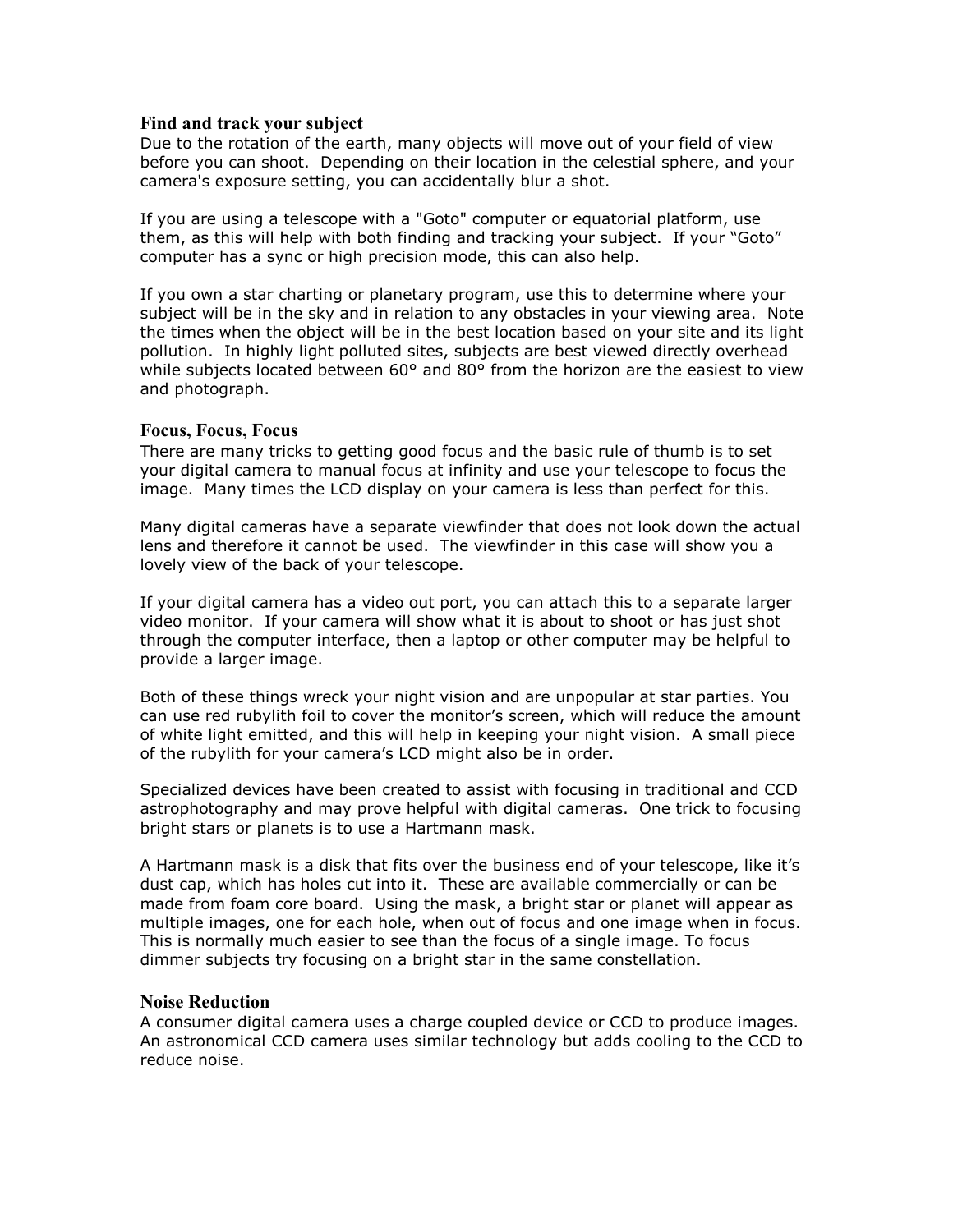### Find and track your subject

Due to the rotation of the earth, many objects will move out of your field of view before you can shoot. Depending on their location in the celestial sphere, and your camera's exposure setting, you can accidentally blur a shot.

If you are using a telescope with a "Goto" computer or equatorial platform, use them, as this will help with both finding and tracking your subject. If your "Goto" computer has a sync or high precision mode, this can also help.

If you own a star charting or planetary program, use this to determine where your subject will be in the sky and in relation to any obstacles in your viewing area. Note the times when the object will be in the best location based on your site and its light pollution. In highly light polluted sites, subjects are best viewed directly overhead while subjects located between 60° and 80° from the horizon are the easiest to view and photograph.

### Focus, Focus, Focus

There are many tricks to getting good focus and the basic rule of thumb is to set your digital camera to manual focus at infinity and use your telescope to focus the image. Many times the LCD display on your camera is less than perfect for this.

Many digital cameras have a separate viewfinder that does not look down the actual lens and therefore it cannot be used. The viewfinder in this case will show you a lovely view of the back of your telescope.

If your digital camera has a video out port, you can attach this to a separate larger video monitor. If your camera will show what it is about to shoot or has just shot through the computer interface, then a laptop or other computer may be helpful to provide a larger image.

Both of these things wreck your night vision and are unpopular at star parties. You can use red rubylith foil to cover the monitor's screen, which will reduce the amount of white light emitted, and this will help in keeping your night vision. A small piece of the rubylith for your camera's LCD might also be in order.

Specialized devices have been created to assist with focusing in traditional and CCD astrophotography and may prove helpful with digital cameras. One trick to focusing bright stars or planets is to use a Hartmann mask.

A Hartmann mask is a disk that fits over the business end of your telescope, like it's dust cap, which has holes cut into it. These are available commercially or can be made from foam core board. Using the mask, a bright star or planet will appear as multiple images, one for each hole, when out of focus and one image when in focus. This is normally much easier to see than the focus of a single image. To focus dimmer subjects try focusing on a bright star in the same constellation.

### Noise Reduction

A consumer digital camera uses a charge coupled device or CCD to produce images. An astronomical CCD camera uses similar technology but adds cooling to the CCD to reduce noise.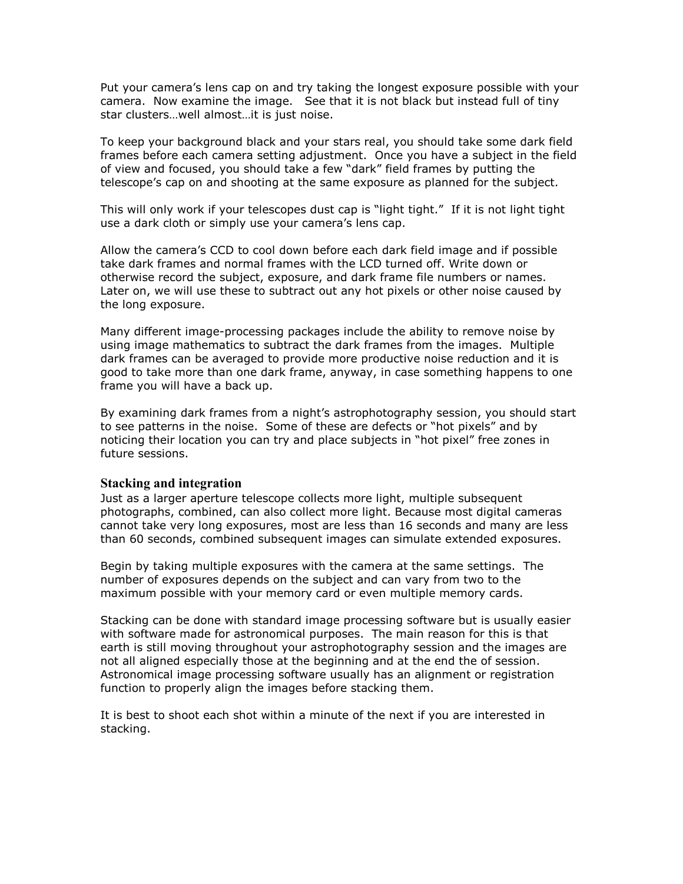Put your camera's lens cap on and try taking the longest exposure possible with your camera. Now examine the image. See that it is not black but instead full of tiny star clusters…well almost…it is just noise.

To keep your background black and your stars real, you should take some dark field frames before each camera setting adjustment. Once you have a subject in the field of view and focused, you should take a few "dark" field frames by putting the telescope's cap on and shooting at the same exposure as planned for the subject.

This will only work if your telescopes dust cap is "light tight." If it is not light tight use a dark cloth or simply use your camera's lens cap.

Allow the camera's CCD to cool down before each dark field image and if possible take dark frames and normal frames with the LCD turned off. Write down or otherwise record the subject, exposure, and dark frame file numbers or names. Later on, we will use these to subtract out any hot pixels or other noise caused by the long exposure.

Many different image-processing packages include the ability to remove noise by using image mathematics to subtract the dark frames from the images. Multiple dark frames can be averaged to provide more productive noise reduction and it is good to take more than one dark frame, anyway, in case something happens to one frame you will have a back up.

By examining dark frames from a night's astrophotography session, you should start to see patterns in the noise. Some of these are defects or "hot pixels" and by noticing their location you can try and place subjects in "hot pixel" free zones in future sessions.

### Stacking and integration

Just as a larger aperture telescope collects more light, multiple subsequent photographs, combined, can also collect more light. Because most digital cameras cannot take very long exposures, most are less than 16 seconds and many are less than 60 seconds, combined subsequent images can simulate extended exposures.

Begin by taking multiple exposures with the camera at the same settings. The number of exposures depends on the subject and can vary from two to the maximum possible with your memory card or even multiple memory cards.

Stacking can be done with standard image processing software but is usually easier with software made for astronomical purposes. The main reason for this is that earth is still moving throughout your astrophotography session and the images are not all aligned especially those at the beginning and at the end the of session. Astronomical image processing software usually has an alignment or registration function to properly align the images before stacking them.

It is best to shoot each shot within a minute of the next if you are interested in stacking.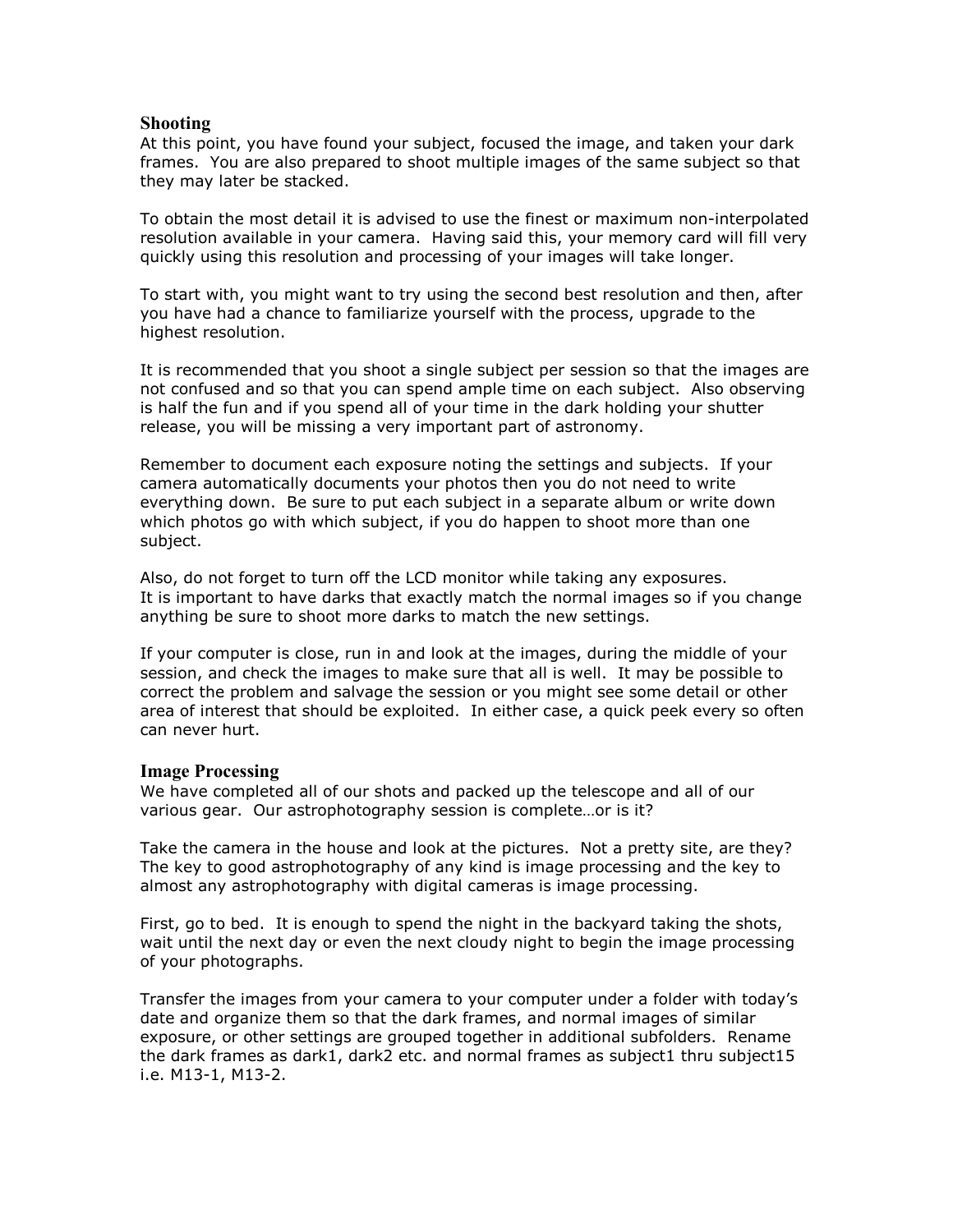## Shooting

At this point, you have found your subject, focused the image, and taken your dark frames. You are also prepared to shoot multiple images of the same subject so that they may later be stacked.

To obtain the most detail it is advised to use the finest or maximum non-interpolated resolution available in your camera. Having said this, your memory card will fill very quickly using this resolution and processing of your images will take longer.

To start with, you might want to try using the second best resolution and then, after you have had a chance to familiarize yourself with the process, upgrade to the highest resolution.

It is recommended that you shoot a single subject per session so that the images are not confused and so that you can spend ample time on each subject. Also observing is half the fun and if you spend all of your time in the dark holding your shutter release, you will be missing a very important part of astronomy.

Remember to document each exposure noting the settings and subjects. If your camera automatically documents your photos then you do not need to write everything down. Be sure to put each subject in a separate album or write down which photos go with which subject, if you do happen to shoot more than one subject.

Also, do not forget to turn off the LCD monitor while taking any exposures.
It is important to have darks that exactly match the normal images so if you change anything be sure to shoot more darks to match the new settings.

If your computer is close, run in and look at the images, during the middle of your session, and check the images to make sure that all is well. It may be possible to correct the problem and salvage the session or you might see some detail or other area of interest that should be exploited. In either case, a quick peek every so often can never hurt.

## Image Processing

We have completed all of our shots and packed up the telescope and all of our various gear. Our astrophotography session is complete…or is it?

Take the camera in the house and look at the pictures. Not a pretty site, are they? The key to good astrophotography of any kind is image processing and the key to almost any astrophotography with digital cameras is image processing.

First, go to bed. It is enough to spend the night in the backyard taking the shots, wait until the next day or even the next cloudy night to begin the image processing of your photographs.

Transfer the images from your camera to your computer under a folder with today's date and organize them so that the dark frames, and normal images of similar exposure, or other settings are grouped together in additional subfolders. Rename the dark frames as dark1, dark2 etc. and normal frames as subject1 thru subject15 i.e. M13-1, M13-2.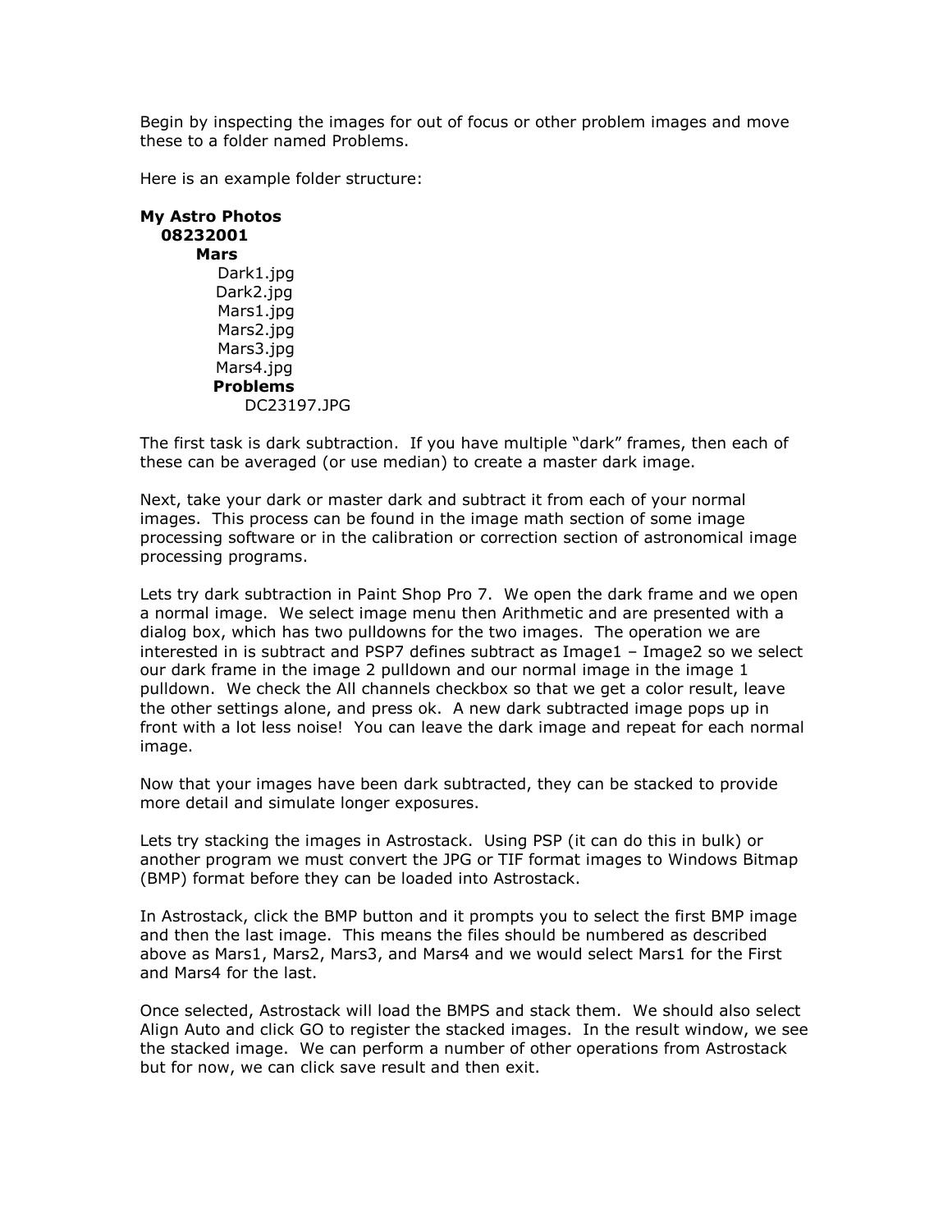Begin by inspecting the images for out of focus or other problem images and move these to a folder named Problems.

Here is an example folder structure:

**My Astro Photos**
  **08232001**
    **Mars**
      Dark1.jpg
      Dark2.jpg
      Mars1.jpg
      Mars2.jpg
      Mars3.jpg
      Mars4.jpg
      **Problems**
        DC23197.JPG

The first task is dark subtraction. If you have multiple “dark” frames, then each of these can be averaged (or use median) to create a master dark image.

Next, take your dark or master dark and subtract it from each of your normal images. This process can be found in the image math section of some image processing software or in the calibration or correction section of astronomical image processing programs.

Lets try dark subtraction in Paint Shop Pro 7. We open the dark frame and we open a normal image. We select image menu then Arithmetic and are presented with a dialog box, which has two pulldowns for the two images. The operation we are interested in is subtract and PSP7 defines subtract as Image1 – Image2 so we select our dark frame in the image 2 pulldown and our normal image in the image 1 pulldown. We check the All channels checkbox so that we get a color result, leave the other settings alone, and press ok. A new dark subtracted image pops up in front with a lot less noise! You can leave the dark image and repeat for each normal image.

Now that your images have been dark subtracted, they can be stacked to provide more detail and simulate longer exposures.

Lets try stacking the images in Astrostack. Using PSP (it can do this in bulk) or another program we must convert the JPG or TIF format images to Windows Bitmap (BMP) format before they can be loaded into Astrostack.

In Astrostack, click the BMP button and it prompts you to select the first BMP image and then the last image. This means the files should be numbered as described above as Mars1, Mars2, Mars3, and Mars4 and we would select Mars1 for the First and Mars4 for the last.

Once selected, Astrostack will load the BMPS and stack them. We should also select Align Auto and click GO to register the stacked images. In the result window, we see the stacked image. We can perform a number of other operations from Astrostack but for now, we can click save result and then exit.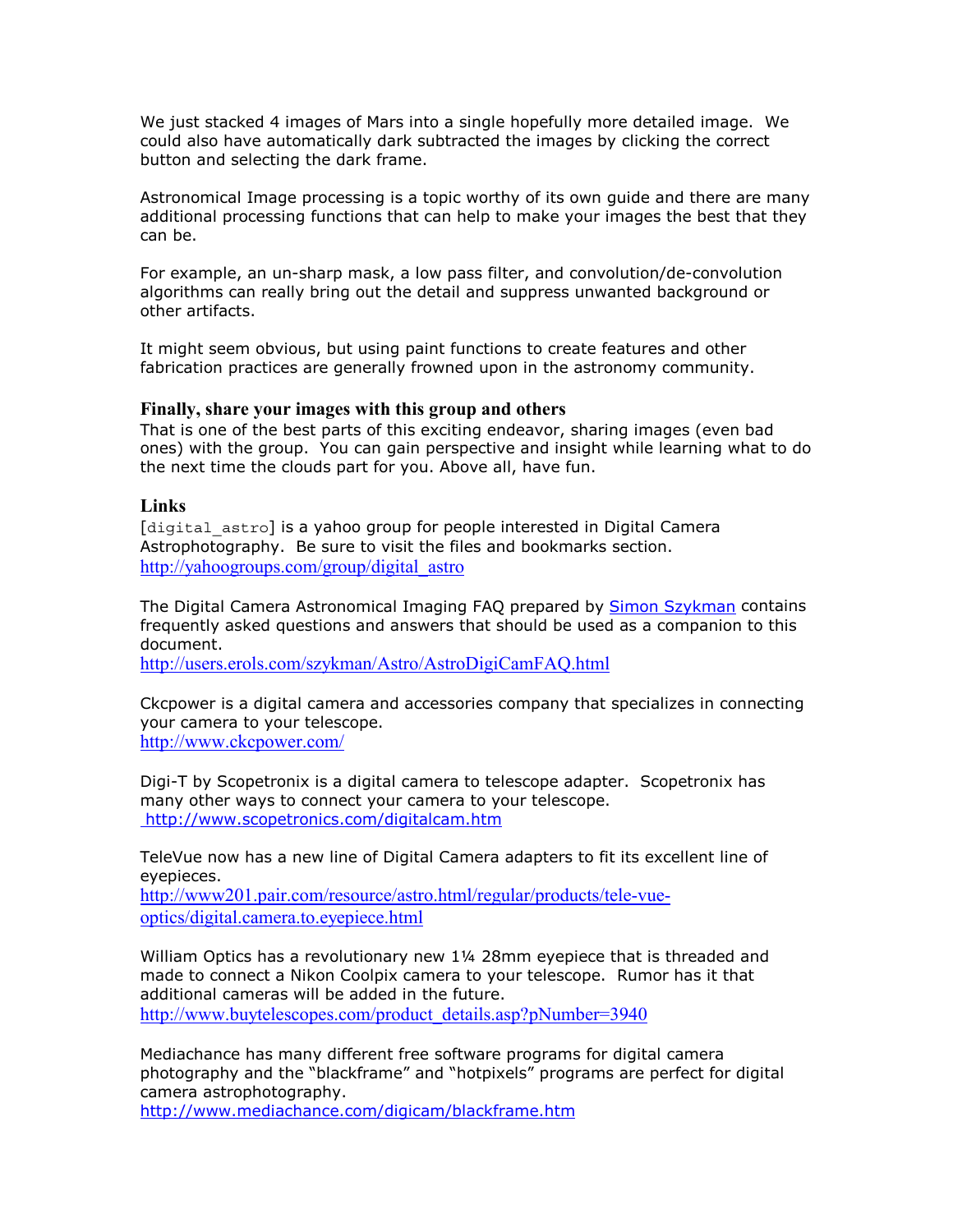We just stacked 4 images of Mars into a single hopefully more detailed image. We could also have automatically dark subtracted the images by clicking the correct button and selecting the dark frame.

Astronomical Image processing is a topic worthy of its own guide and there are many additional processing functions that can help to make your images the best that they can be.

For example, an un-sharp mask, a low pass filter, and convolution/de-convolution algorithms can really bring out the detail and suppress unwanted background or other artifacts.

It might seem obvious, but using paint functions to create features and other fabrication practices are generally frowned upon in the astronomy community.

### Finally, share your images with this group and others

That is one of the best parts of this exciting endeavor, sharing images (even bad ones) with the group. You can gain perspective and insight while learning what to do the next time the clouds part for you. Above all, have fun.

### Links

[digital_astro] is a yahoo group for people interested in Digital Camera Astrophotography. Be sure to visit the files and bookmarks section.
http://yahoogroups.com/group/digital_astro

The Digital Camera Astronomical Imaging FAQ prepared by Simon Szykman contains frequently asked questions and answers that should be used as a companion to this document.
http://users.erols.com/szykman/Astro/AstroDigiCamFAQ.html

Ckcpower is a digital camera and accessories company that specializes in connecting your camera to your telescope.
http://www.ckcpower.com/

Digi-T by Scopetronix is a digital camera to telescope adapter. Scopetronix has many other ways to connect your camera to your telescope.
http://www.scopetronics.com/digitalcam.htm

TeleVue now has a new line of Digital Camera adapters to fit its excellent line of eyepieces.
http://www201.pair.com/resource/astro.html/regular/products/tele-vue-optics/digital.camera.to.eyepiece.html

William Optics has a revolutionary new 1¼ 28mm eyepiece that is threaded and made to connect a Nikon Coolpix camera to your telescope. Rumor has it that additional cameras will be added in the future.
http://www.buytelescopes.com/product_details.asp?pNumber=3940

Mediachance has many different free software programs for digital camera photography and the "blackframe" and "hotpixels" programs are perfect for digital camera astrophotography.
http://www.mediachance.com/digicam/blackframe.htm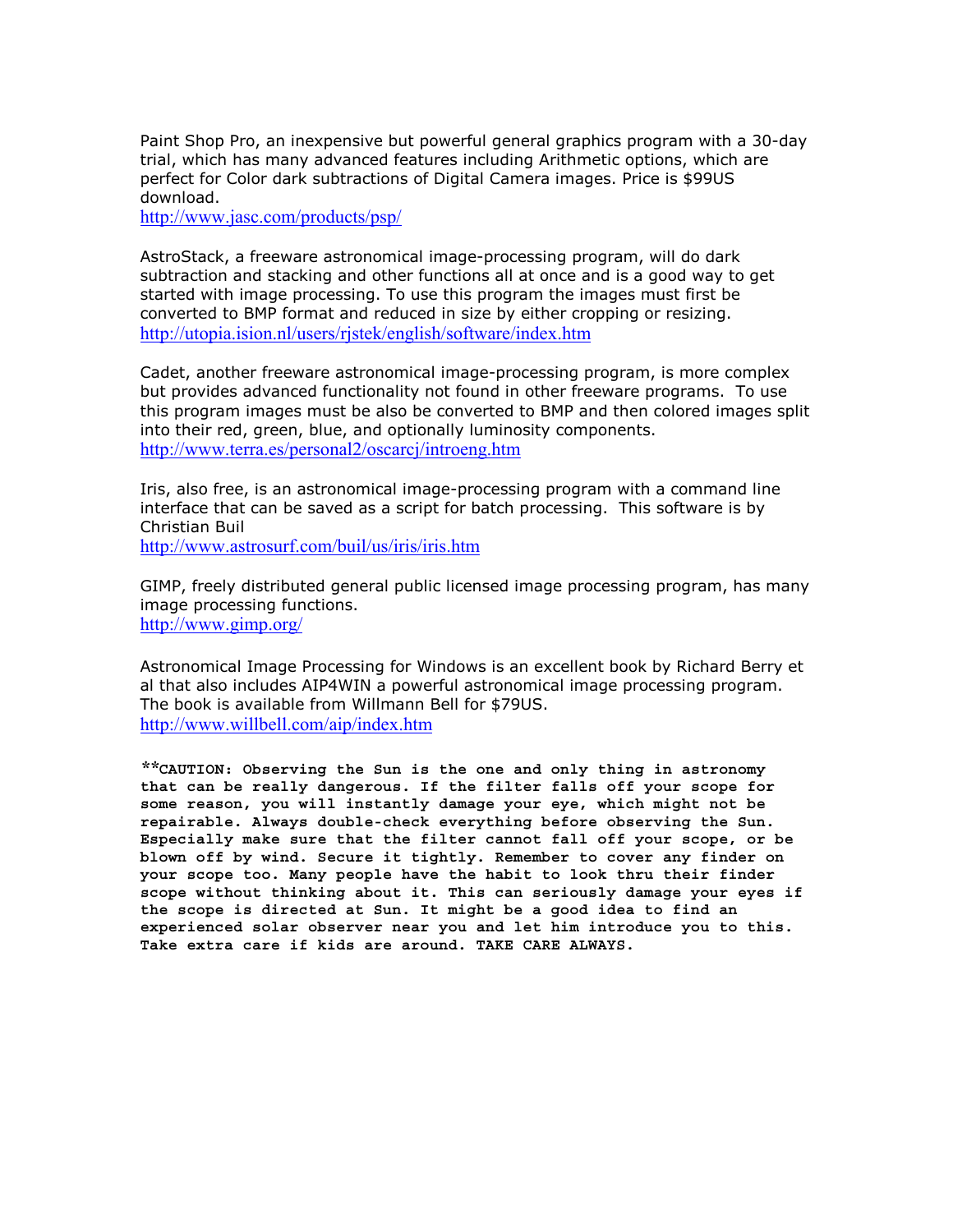Paint Shop Pro, an inexpensive but powerful general graphics program with a 30-day trial, which has many advanced features including Arithmetic options, which are perfect for Color dark subtractions of Digital Camera images. Price is $99US download.
http://www.jasc.com/products/psp/

AstroStack, a freeware astronomical image-processing program, will do dark subtraction and stacking and other functions all at once and is a good way to get started with image processing. To use this program the images must first be converted to BMP format and reduced in size by either cropping or resizing.
http://utopia.ision.nl/users/rjstek/english/software/index.htm

Cadet, another freeware astronomical image-processing program, is more complex but provides advanced functionality not found in other freeware programs. To use this program images must be also be converted to BMP and then colored images split into their red, green, blue, and optionally luminosity components.
http://www.terra.es/personal2/oscarcj/introeng.htm

Iris, also free, is an astronomical image-processing program with a command line interface that can be saved as a script for batch processing. This software is by Christian Buil
http://www.astrosurf.com/buil/us/iris/iris.htm

GIMP, freely distributed general public licensed image processing program, has many image processing functions.
http://www.gimp.org/

Astronomical Image Processing for Windows is an excellent book by Richard Berry et al that also includes AIP4WIN a powerful astronomical image processing program. The book is available from Willmann Bell for $79US.
http://www.willbell.com/aip/index.htm

**\*\*CAUTION: Observing the Sun is the one and only thing in astronomy that can be really dangerous. If the filter falls off your scope for some reason, you will instantly damage your eye, which might not be repairable. Always double-check everything before observing the Sun. Especially make sure that the filter cannot fall off your scope, or be blown off by wind. Secure it tightly. Remember to cover any finder on your scope too. Many people have the habit to look thru their finder scope without thinking about it. This can seriously damage your eyes if the scope is directed at Sun. It might be a good idea to find an experienced solar observer near you and let him introduce you to this. Take extra care if kids are around. TAKE CARE ALWAYS.**